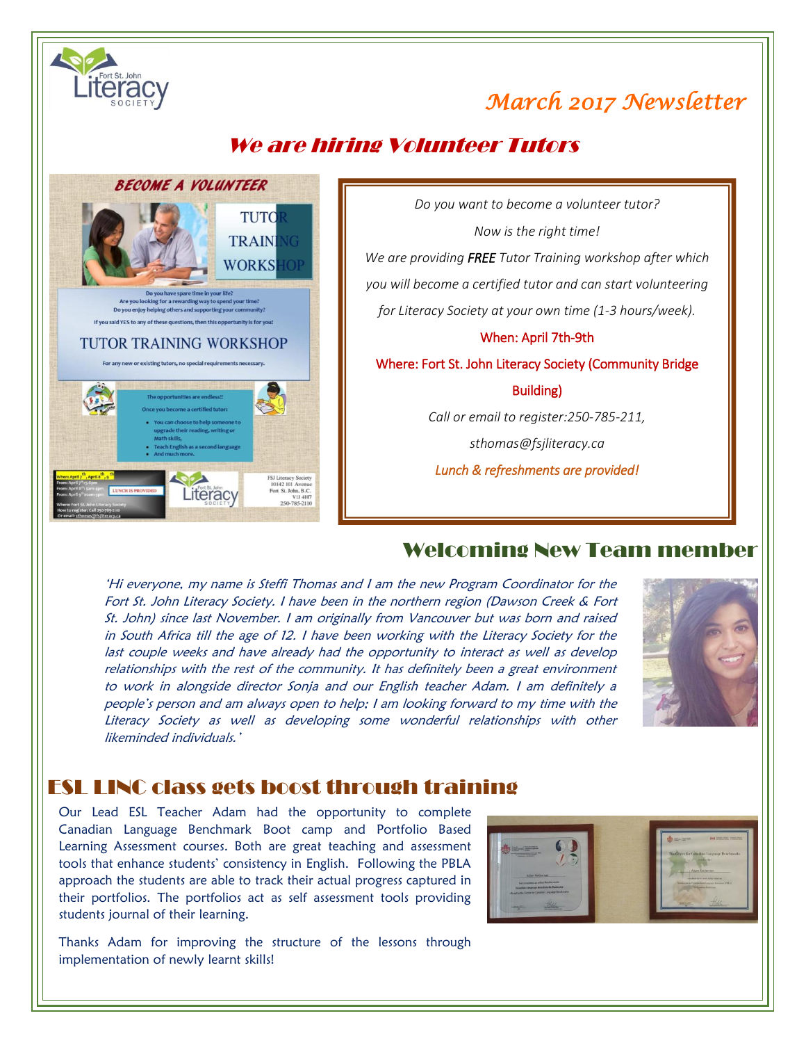# March 2017 Newsletter

## We are hiring Volunteer Tutors

*Do you want to become a volunteer tutor?*

*Now is the right time!*

*We are providing **FREE** Tutor Training workshop after which you will become a certified tutor and can start volunteering for Literacy Society at your own time (1-3 hours/week).*

When: April 7th-9th

Where: Fort St. John Literacy Society (Community Bridge Building)

*Call or email to register:250-785-211, sthomas@fsjliteracy.ca*

*Lunch & refreshments are provided!*

## Welcoming New Team member

*'Hi everyone, my name is Steffi Thomas and I am the new Program Coordinator for the Fort St. John Literacy Society. I have been in the northern region (Dawson Creek & Fort St. John) since last November. I am originally from Vancouver but was born and raised in South Africa till the age of 12. I have been working with the Literacy Society for the last couple weeks and have already had the opportunity to interact as well as develop relationships with the rest of the community. It has definitely been a great environment to work in alongside director Sonja and our English teacher Adam. I am definitely a people's person and am always open to help; I am looking forward to my time with the Literacy Society as well as developing some wonderful relationships with other likeminded individuals.'*

## ESL LINC class gets boost through training

Our Lead ESL Teacher Adam had the opportunity to complete Canadian Language Benchmark Boot camp and Portfolio Based Learning Assessment courses. Both are great teaching and assessment tools that enhance students' consistency in English. Following the PBLA approach the students are able to track their actual progress captured in their portfolios. The portfolios act as self assessment tools providing students journal of their learning.

Thanks Adam for improving the structure of the lessons through implementation of newly learnt skills!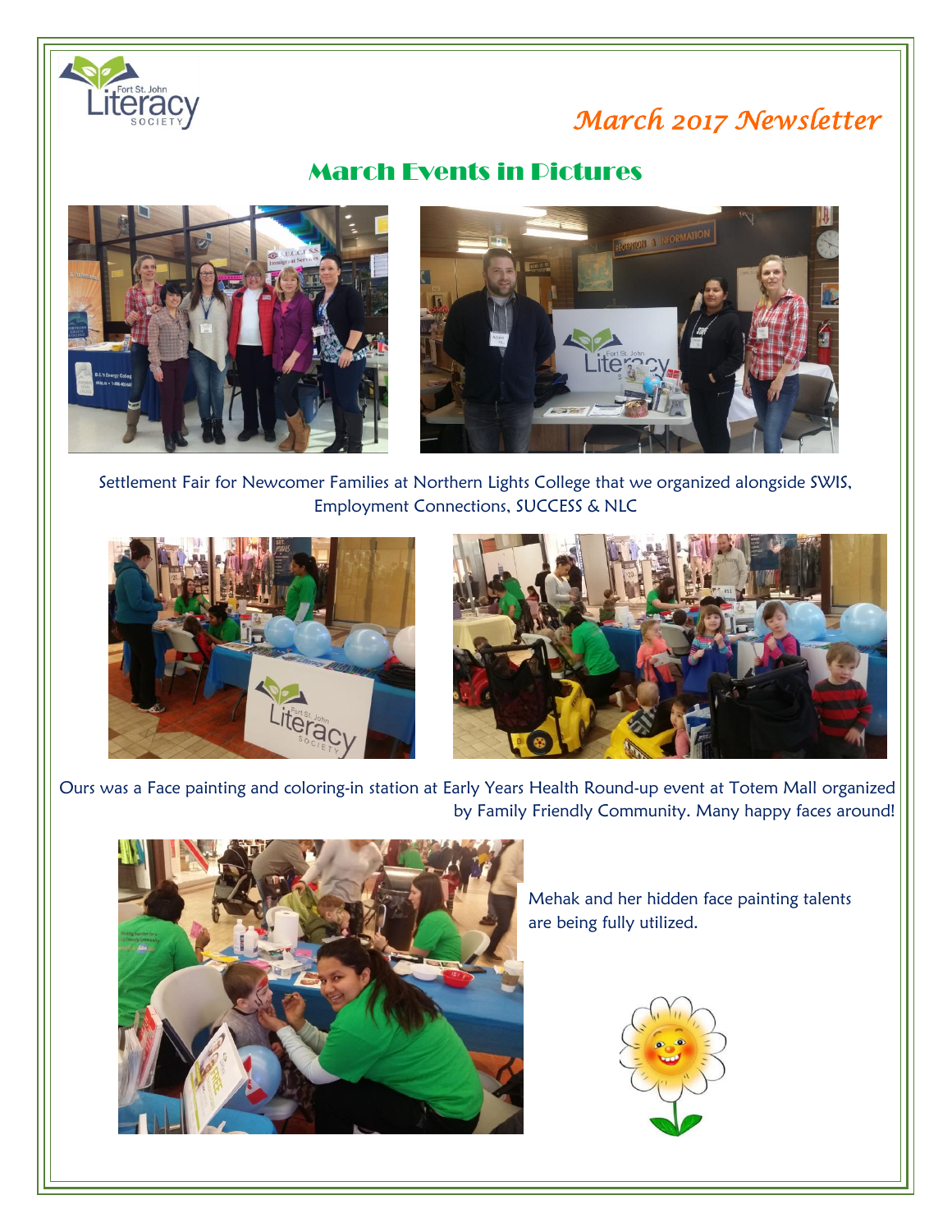# March 2017 Newsletter

## March Events in Pictures

Settlement Fair for Newcomer Families at Northern Lights College that we organized alongside SWIS, Employment Connections, SUCCESS & NLC

Ours was a Face painting and coloring-in station at Early Years Health Round-up event at Totem Mall organized by Family Friendly Community. Many happy faces around!

Mehak and her hidden face painting talents are being fully utilized.